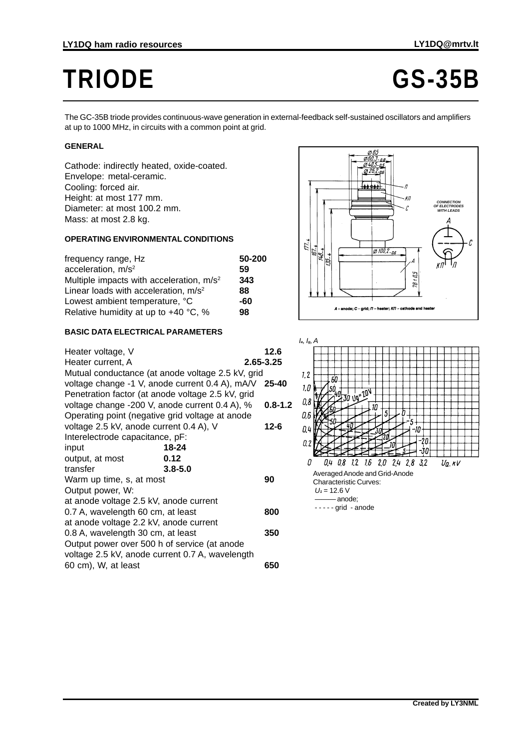# TRIODE GS-35B

The GC-35B triode provides continuous-wave generation in external-feedback self-sustained oscillators and amplifiers at up to 1000 MHz, in circuits with a common point at grid.

### GENERAL

Cathode: indirectly heated, oxide-coated.
Envelope: metal-ceramic.
Cooling: forced air.
Height: at most 177 mm.
Diameter: at most 100.2 mm.
Mass: at most 2.8 kg.

### OPERATING ENVIRONMENTAL CONDITIONS

| | |
|---|---|
| frequency range, Hz | **50-200** |
| acceleration, m/s$^2$ | **59** |
| Multiple impacts with acceleration, m/s$^2$ | **343** |
| Linear loads with acceleration, m/s$^2$ | **88** |
| Lowest ambient temperature, °C | **-60** |
| Relative humidity at up to +40 °C, % | **98** |

### BASIC DATA ELECTRICAL PARAMETERS

| | |
|---|---|
| Heater voltage, V | **12.6** |
| Heater current, A | **2.65-3.25** |
| Mutual conductance (at anode voltage 2.5 kV, grid voltage change -1 V, anode current 0.4 A), mA/V | **25-40** |
| Penetration factor (at anode voltage 2.5 kV, grid voltage change -200 V, anode current 0.4 A), % | **0.8-1.2** |
| Operating point (negative grid voltage at anode voltage 2.5 kV, anode current 0.4 A), V | **12-6** |
| Interelectrode capacitance, pF: | |
| input | **18-24** |
| output, at most | **0.12** |
| transfer | **3.8-5.0** |
| Warm up time, s, at most | **90** |
| Output power, W: | |
| at anode voltage 2.5 kV, anode current 0.7 A, wavelength 60 cm, at least | **800** |
| at anode voltage 2.2 kV, anode current 0.8 A, wavelength 30 cm, at least | **350** |
| Output power over 500 h of service (at anode voltage 2.5 kV, anode current 0.7 A, wavelength 60 cm), W, at least | **650** |

CONNECTION OF ELECTRODES WITH LEADS

A – anode; C – grid; П – heater; КП – cathode and heater

Averaged Anode and Grid-Anode Characteristic Curves:
$U_f$ = 12.6 V
——— anode;
- - - - - grid - anode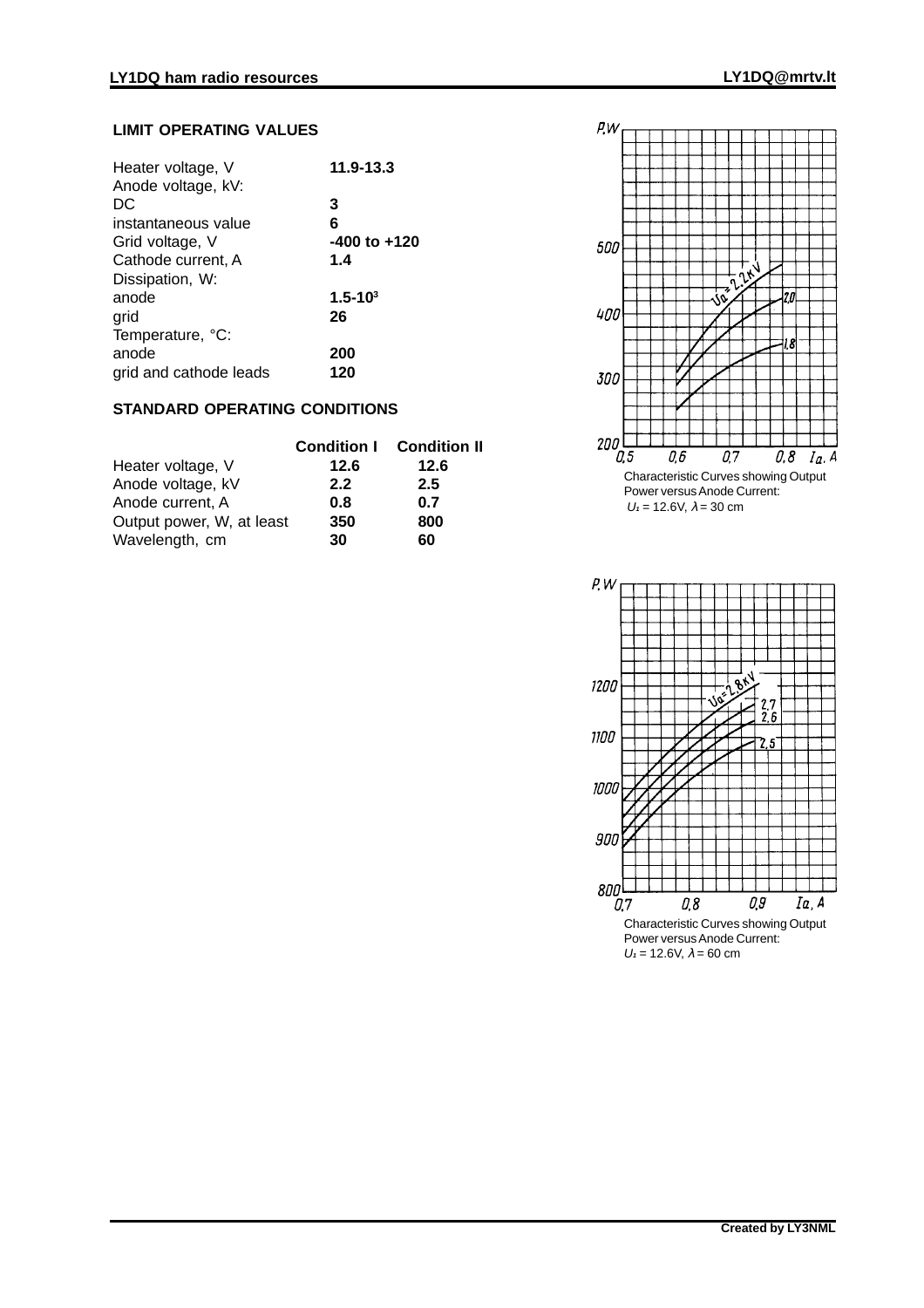## LIMIT OPERATING VALUES

| | |
|---|---|
| Heater voltage, V | **11.9-13.3** |
| Anode voltage, kV: | |
| DC | **3** |
| instantaneous value | **6** |
| Grid voltage, V | **-400 to +120** |
| Cathode current, A | **1.4** |
| Dissipation, W: | |
| anode | **$1.5 \cdot 10^3$** |
| grid | **26** |
| Temperature, °C: | |
| anode | **200** |
| grid and cathode leads | **120** |

## STANDARD OPERATING CONDITIONS

| | Condition I | Condition II |
|---|---|---|
| Heater voltage, V | **12.6** | **12.6** |
| Anode voltage, kV | **2.2** | **2.5** |
| Anode current, A | **0.8** | **0.7** |
| Output power, W, at least | **350** | **800** |
| Wavelength, cm | **30** | **60** |

P,W

500

400

300

200

0,5 0,6 0,7 0,8 $I_a$, A

$U_a$ = 2,2 kV

2,0

1,8

Characteristic Curves showing Output Power versus Anode Current:
$U_1$ = 12.6V, $\lambda$ = 30 cm

P,W

1200

1100

1000

900

800

0,7 0,8 0,9 $I_a$, A

$U_a$ = 2,8 kV

2,7

2,6

2,5

Characteristic Curves showing Output Power versus Anode Current:
$U_1$ = 12.6V, $\lambda$ = 60 cm